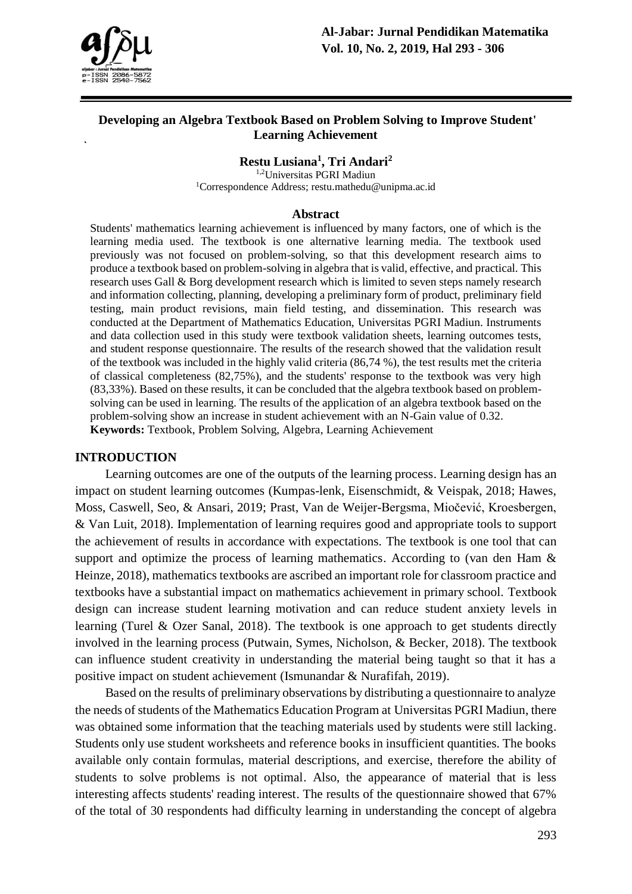# Developing an Algebra Textbook Based on Problem Solving to Improve Student' Learning Achievement

**Restu Lusiana[1], Tri Andari[2]**

[1,2]Universitas PGRI Madiun
[1]Correspondence Address; restu.mathedu@unipma.ac.id

## Abstract

Students' mathematics learning achievement is influenced by many factors, one of which is the learning media used. The textbook is one alternative learning media. The textbook used previously was not focused on problem-solving, so that this development research aims to produce a textbook based on problem-solving in algebra that is valid, effective, and practical. This research uses Gall & Borg development research which is limited to seven steps namely research and information collecting, planning, developing a preliminary form of product, preliminary field testing, main product revisions, main field testing, and dissemination. This research was conducted at the Department of Mathematics Education, Universitas PGRI Madiun. Instruments and data collection used in this study were textbook validation sheets, learning outcomes tests, and student response questionnaire. The results of the research showed that the validation result of the textbook was included in the highly valid criteria (86,74 %), the test results met the criteria of classical completeness (82,75%), and the students' response to the textbook was very high (83,33%). Based on these results, it can be concluded that the algebra textbook based on problem-solving can be used in learning. The results of the application of an algebra textbook based on the problem-solving show an increase in student achievement with an N-Gain value of 0.32.

**Keywords:** Textbook, Problem Solving, Algebra, Learning Achievement

## INTRODUCTION

Learning outcomes are one of the outputs of the learning process. Learning design has an impact on student learning outcomes (Kumpas-lenk, Eisenschmidt, & Veispak, 2018; Hawes, Moss, Caswell, Seo, & Ansari, 2019; Prast, Van de Weijer-Bergsma, Miočević, Kroesbergen, & Van Luit, 2018). Implementation of learning requires good and appropriate tools to support the achievement of results in accordance with expectations. The textbook is one tool that can support and optimize the process of learning mathematics. According to (van den Ham & Heinze, 2018), mathematics textbooks are ascribed an important role for classroom practice and textbooks have a substantial impact on mathematics achievement in primary school. Textbook design can increase student learning motivation and can reduce student anxiety levels in learning (Turel & Ozer Sanal, 2018). The textbook is one approach to get students directly involved in the learning process (Putwain, Symes, Nicholson, & Becker, 2018). The textbook can influence student creativity in understanding the material being taught so that it has a positive impact on student achievement (Ismunandar & Nurafifah, 2019).

Based on the results of preliminary observations by distributing a questionnaire to analyze the needs of students of the Mathematics Education Program at Universitas PGRI Madiun, there was obtained some information that the teaching materials used by students were still lacking. Students only use student worksheets and reference books in insufficient quantities. The books available only contain formulas, material descriptions, and exercise, therefore the ability of students to solve problems is not optimal. Also, the appearance of material that is less interesting affects students' reading interest. The results of the questionnaire showed that 67% of the total of 30 respondents had difficulty learning in understanding the concept of algebra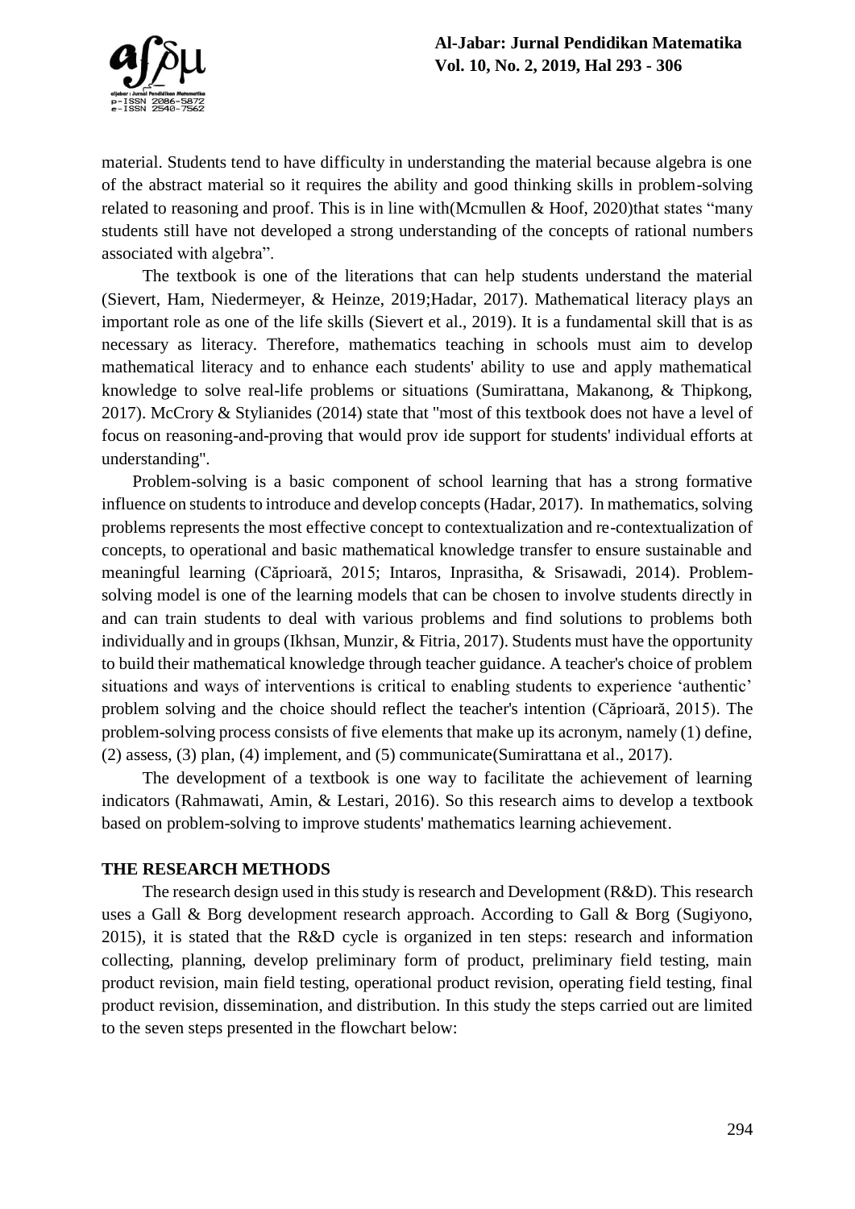material. Students tend to have difficulty in understanding the material because algebra is one of the abstract material so it requires the ability and good thinking skills in problem-solving related to reasoning and proof. This is in line with(Mcmullen & Hoof, 2020)that states "many students still have not developed a strong understanding of the concepts of rational numbers associated with algebra".

The textbook is one of the literations that can help students understand the material (Sievert, Ham, Niedermeyer, & Heinze, 2019;Hadar, 2017). Mathematical literacy plays an important role as one of the life skills (Sievert et al., 2019). It is a fundamental skill that is as necessary as literacy. Therefore, mathematics teaching in schools must aim to develop mathematical literacy and to enhance each students' ability to use and apply mathematical knowledge to solve real-life problems or situations (Sumirattana, Makanong, & Thipkong, 2017). McCrory & Stylianides (2014) state that "most of this textbook does not have a level of focus on reasoning-and-proving that would prov ide support for students' individual efforts at understanding".

Problem-solving is a basic component of school learning that has a strong formative influence on students to introduce and develop concepts (Hadar, 2017). In mathematics, solving problems represents the most effective concept to contextualization and re-contextualization of concepts, to operational and basic mathematical knowledge transfer to ensure sustainable and meaningful learning (Căprioară, 2015; Intaros, Inprasitha, & Srisawadi, 2014). Problem-solving model is one of the learning models that can be chosen to involve students directly in and can train students to deal with various problems and find solutions to problems both individually and in groups (Ikhsan, Munzir, & Fitria, 2017). Students must have the opportunity to build their mathematical knowledge through teacher guidance. A teacher's choice of problem situations and ways of interventions is critical to enabling students to experience 'authentic' problem solving and the choice should reflect the teacher's intention (Căprioară, 2015). The problem-solving process consists of five elements that make up its acronym, namely (1) define, (2) assess, (3) plan, (4) implement, and (5) communicate(Sumirattana et al., 2017).

The development of a textbook is one way to facilitate the achievement of learning indicators (Rahmawati, Amin, & Lestari, 2016). So this research aims to develop a textbook based on problem-solving to improve students' mathematics learning achievement.

## THE RESEARCH METHODS

The research design used in this study is research and Development (R&D). This research uses a Gall & Borg development research approach. According to Gall & Borg (Sugiyono, 2015), it is stated that the R&D cycle is organized in ten steps: research and information collecting, planning, develop preliminary form of product, preliminary field testing, main product revision, main field testing, operational product revision, operating field testing, final product revision, dissemination, and distribution. In this study the steps carried out are limited to the seven steps presented in the flowchart below: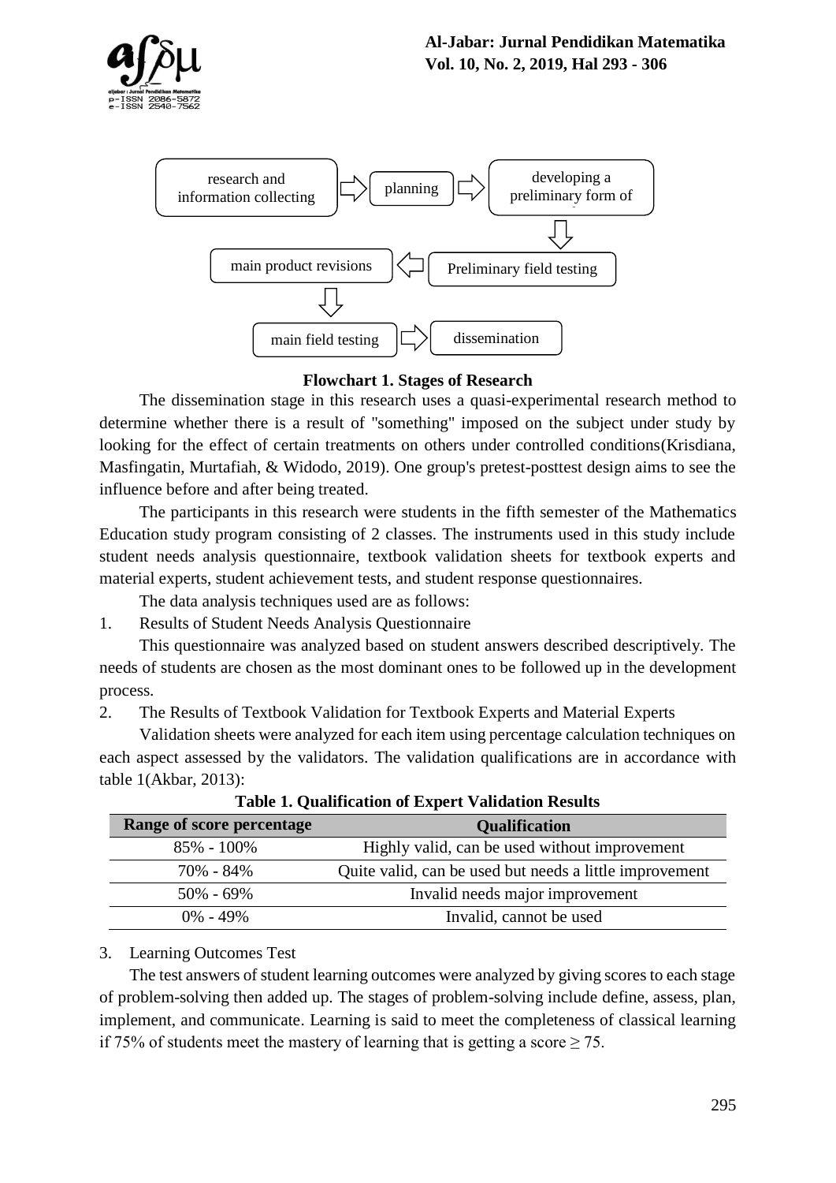research and information collecting → planning → developing a preliminary form of → Preliminary field testing → main product revisions → main field testing → dissemination

**Flowchart 1. Stages of Research**

The dissemination stage in this research uses a quasi-experimental research method to determine whether there is a result of "something" imposed on the subject under study by looking for the effect of certain treatments on others under controlled conditions(Krisdiana, Masfingatin, Murtafiah, & Widodo, 2019). One group's pretest-posttest design aims to see the influence before and after being treated.

The participants in this research were students in the fifth semester of the Mathematics Education study program consisting of 2 classes. The instruments used in this study include student needs analysis questionnaire, textbook validation sheets for textbook experts and material experts, student achievement tests, and student response questionnaires.

The data analysis techniques used are as follows:

1. Results of Student Needs Analysis Questionnaire

This questionnaire was analyzed based on student answers described descriptively. The needs of students are chosen as the most dominant ones to be followed up in the development process.

2. The Results of Textbook Validation for Textbook Experts and Material Experts

Validation sheets were analyzed for each item using percentage calculation techniques on each aspect assessed by the validators. The validation qualifications are in accordance with table 1(Akbar, 2013):

**Table 1. Qualification of Expert Validation Results**

| Range of score percentage | Qualification |
|---|---|
| 85% - 100% | Highly valid, can be used without improvement |
| 70% - 84% | Quite valid, can be used but needs a little improvement |
| 50% - 69% | Invalid needs major improvement |
| 0% - 49% | Invalid, cannot be used |

3. Learning Outcomes Test

The test answers of student learning outcomes were analyzed by giving scores to each stage of problem-solving then added up. The stages of problem-solving include define, assess, plan, implement, and communicate. Learning is said to meet the completeness of classical learning if 75% of students meet the mastery of learning that is getting a score $\geq 75$.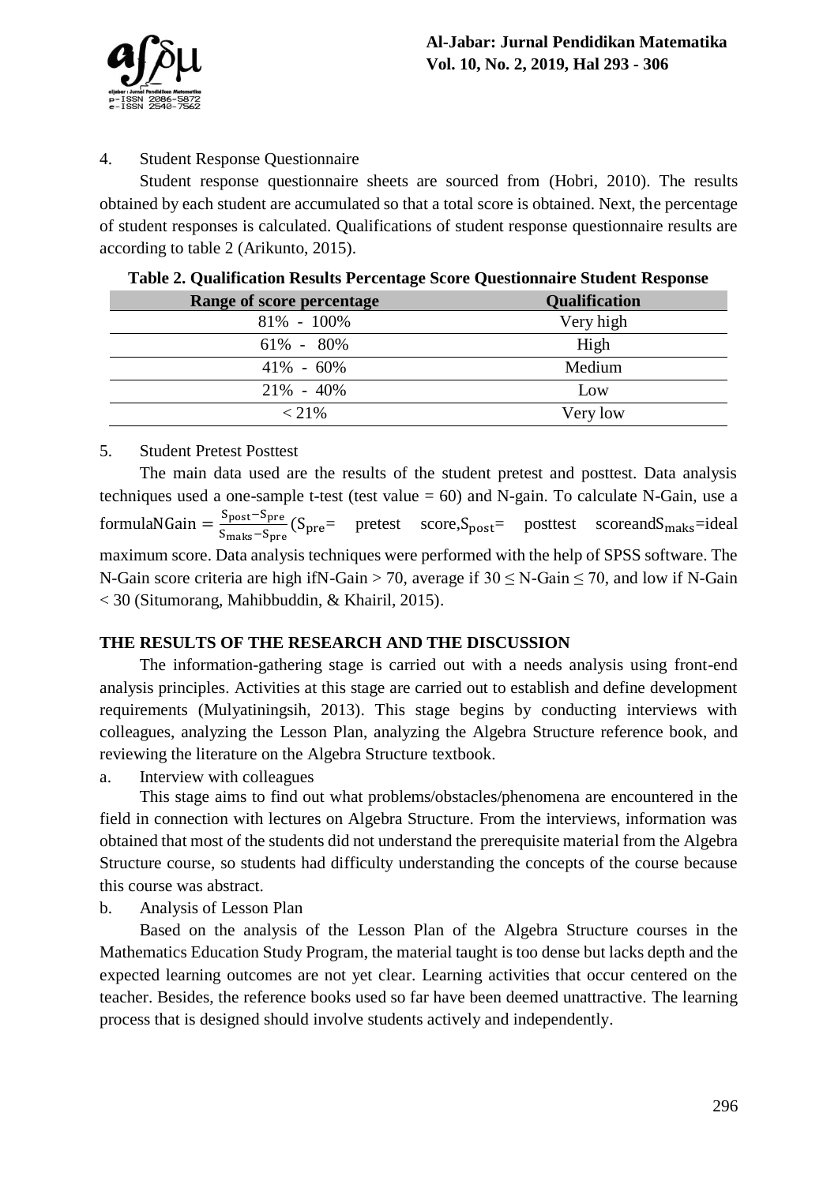4. Student Response Questionnaire

Student response questionnaire sheets are sourced from (Hobri, 2010). The results obtained by each student are accumulated so that a total score is obtained. Next, the percentage of student responses is calculated. Qualifications of student response questionnaire results are according to table 2 (Arikunto, 2015).

**Table 2. Qualification Results Percentage Score Questionnaire Student Response**

| Range of score percentage | Qualification |
|---|---|
| 81% - 100% | Very high |
| 61% - 80% | High |
| 41% - 60% | Medium |
| 21% - 40% | Low |
| < 21% | Very low |

5. Student Pretest Posttest

The main data used are the results of the student pretest and posttest. Data analysis techniques used a one-sample t-test (test value = 60) and N-gain. To calculate N-Gain, use a formula$\text{NGain} = \frac{S_{post}-S_{pre}}{S_{maks}-S_{pre}}$ ($S_{pre}$= pretest score,$S_{post}$= posttest scoreand$S_{maks}$=ideal maximum score. Data analysis techniques were performed with the help of SPSS software. The N-Gain score criteria are high ifN-Gain > 70, average if $30 \leq$ N-Gain $\leq 70$, and low if N-Gain < 30 (Situmorang, Mahibbuddin, & Khairil, 2015).

## THE RESULTS OF THE RESEARCH AND THE DISCUSSION

The information-gathering stage is carried out with a needs analysis using front-end analysis principles. Activities at this stage are carried out to establish and define development requirements (Mulyatiningsih, 2013). This stage begins by conducting interviews with colleagues, analyzing the Lesson Plan, analyzing the Algebra Structure reference book, and reviewing the literature on the Algebra Structure textbook.

a. Interview with colleagues

This stage aims to find out what problems/obstacles/phenomena are encountered in the field in connection with lectures on Algebra Structure. From the interviews, information was obtained that most of the students did not understand the prerequisite material from the Algebra Structure course, so students had difficulty understanding the concepts of the course because this course was abstract.

b. Analysis of Lesson Plan

Based on the analysis of the Lesson Plan of the Algebra Structure courses in the Mathematics Education Study Program, the material taught is too dense but lacks depth and the expected learning outcomes are not yet clear. Learning activities that occur centered on the teacher. Besides, the reference books used so far have been deemed unattractive. The learning process that is designed should involve students actively and independently.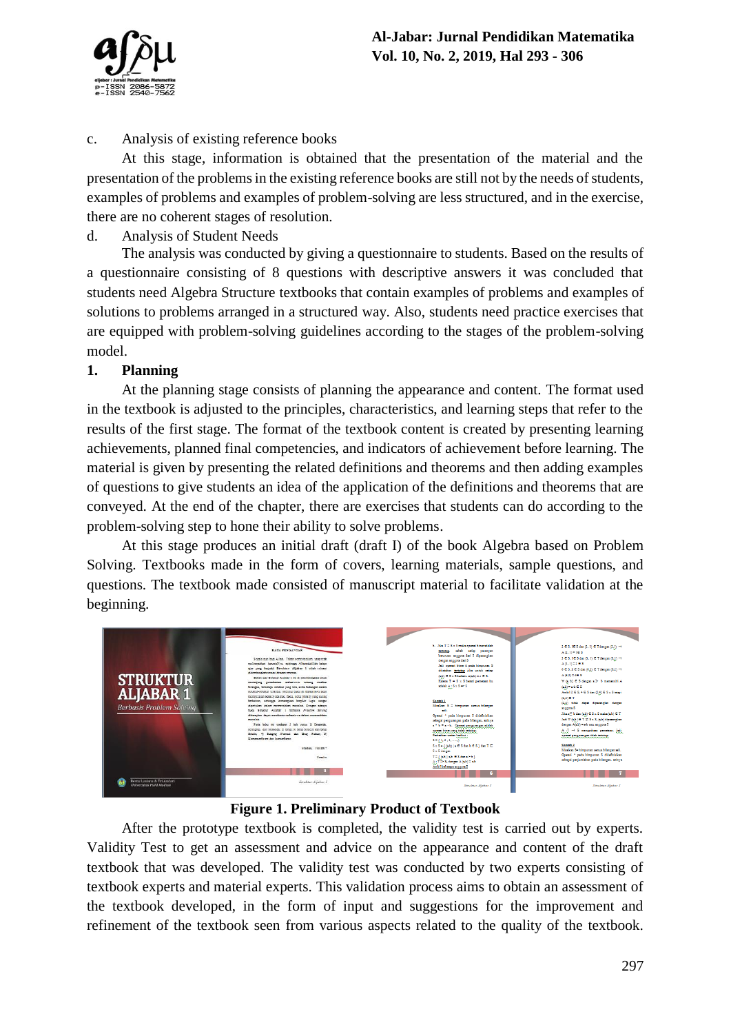c. Analysis of existing reference books

At this stage, information is obtained that the presentation of the material and the presentation of the problems in the existing reference books are still not by the needs of students, examples of problems and examples of problem-solving are less structured, and in the exercise, there are no coherent stages of resolution.

d. Analysis of Student Needs

The analysis was conducted by giving a questionnaire to students. Based on the results of a questionnaire consisting of 8 questions with descriptive answers it was concluded that students need Algebra Structure textbooks that contain examples of problems and examples of solutions to problems arranged in a structured way. Also, students need practice exercises that are equipped with problem-solving guidelines according to the stages of the problem-solving model.

**1. Planning**

At the planning stage consists of planning the appearance and content. The format used in the textbook is adjusted to the principles, characteristics, and learning steps that refer to the results of the first stage. The format of the textbook content is created by presenting learning achievements, planned final competencies, and indicators of achievement before learning. The material is given by presenting the related definitions and theorems and then adding examples of questions to give students an idea of the application of the definitions and theorems that are conveyed. At the end of the chapter, there are exercises that students can do according to the problem-solving step to hone their ability to solve problems.

At this stage produces an initial draft (draft I) of the book Algebra based on Problem Solving. Textbooks made in the form of covers, learning materials, sample questions, and questions. The textbook made consisted of manuscript material to facilitate validation at the beginning.

**Figure 1. Preliminary Product of Textbook**

After the prototype textbook is completed, the validity test is carried out by experts. Validity Test to get an assessment and advice on the appearance and content of the draft textbook that was developed. The validity test was conducted by two experts consisting of textbook experts and material experts. This validation process aims to obtain an assessment of the textbook developed, in the form of input and suggestions for the improvement and refinement of the textbook seen from various aspects related to the quality of the textbook.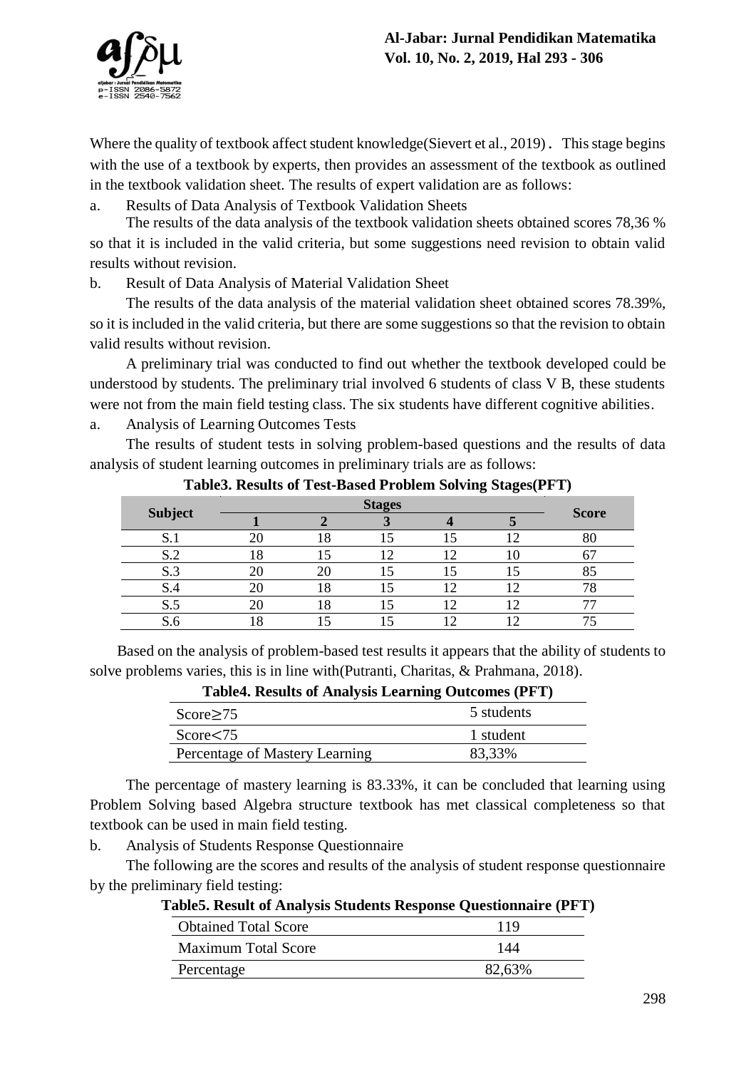Where the quality of textbook affect student knowledge(Sievert et al., 2019). This stage begins with the use of a textbook by experts, then provides an assessment of the textbook as outlined in the textbook validation sheet. The results of expert validation are as follows:

a. Results of Data Analysis of Textbook Validation Sheets

The results of the data analysis of the textbook validation sheets obtained scores 78,36 % so that it is included in the valid criteria, but some suggestions need revision to obtain valid results without revision.

b. Result of Data Analysis of Material Validation Sheet

The results of the data analysis of the material validation sheet obtained scores 78.39%, so it is included in the valid criteria, but there are some suggestions so that the revision to obtain valid results without revision.

A preliminary trial was conducted to find out whether the textbook developed could be understood by students. The preliminary trial involved 6 students of class V B, these students were not from the main field testing class. The six students have different cognitive abilities.

a. Analysis of Learning Outcomes Tests

The results of student tests in solving problem-based questions and the results of data analysis of student learning outcomes in preliminary trials are as follows:

**Table3. Results of Test-Based Problem Solving Stages(PFT)**

| Subject | Stages | | | | | Score |
|---|---|---|---|---|---|---|
| | 1 | 2 | 3 | 4 | 5 | |
| S.1 | 20 | 18 | 15 | 15 | 12 | 80 |
| S.2 | 18 | 15 | 12 | 12 | 10 | 67 |
| S.3 | 20 | 20 | 15 | 15 | 15 | 85 |
| S.4 | 20 | 18 | 15 | 12 | 12 | 78 |
| S.5 | 20 | 18 | 15 | 12 | 12 | 77 |
| S.6 | 18 | 15 | 15 | 12 | 12 | 75 |

Based on the analysis of problem-based test results it appears that the ability of students to solve problems varies, this is in line with(Putranti, Charitas, & Prahmana, 2018).

**Table4. Results of Analysis Learning Outcomes (PFT)**

| | |
|---|---|
| Score≥75 | 5 students |
| Score<75 | 1 student |
| Percentage of Mastery Learning | 83,33% |

The percentage of mastery learning is 83.33%, it can be concluded that learning using Problem Solving based Algebra structure textbook has met classical completeness so that textbook can be used in main field testing.

b. Analysis of Students Response Questionnaire

The following are the scores and results of the analysis of student response questionnaire by the preliminary field testing:

**Table5. Result of Analysis Students Response Questionnaire (PFT)**

| | |
|---|---|
| Obtained Total Score | 119 |
| Maximum Total Score | 144 |
| Percentage | 82,63% |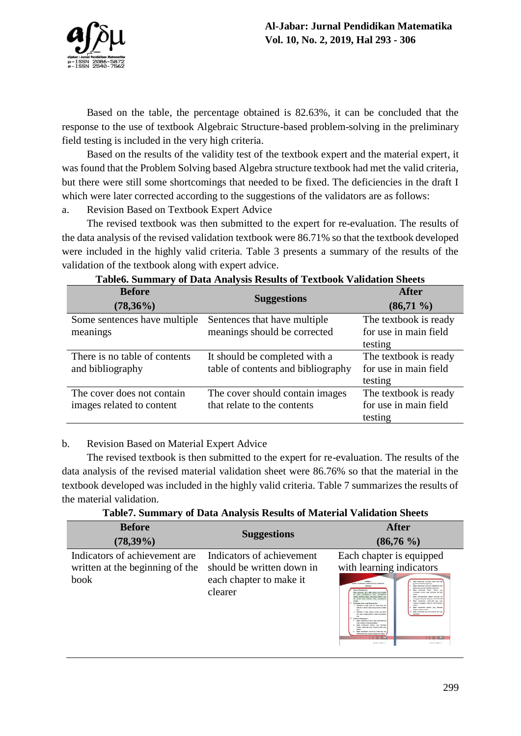Based on the table, the percentage obtained is 82.63%, it can be concluded that the response to the use of textbook Algebraic Structure-based problem-solving in the preliminary field testing is included in the very high criteria.

Based on the results of the validity test of the textbook expert and the material expert, it was found that the Problem Solving based Algebra structure textbook had met the valid criteria, but there were still some shortcomings that needed to be fixed. The deficiencies in the draft I which were later corrected according to the suggestions of the validators are as follows:

a. Revision Based on Textbook Expert Advice

The revised textbook was then submitted to the expert for re-evaluation. The results of the data analysis of the revised validation textbook were 86.71% so that the textbook developed were included in the highly valid criteria. Table 3 presents a summary of the results of the validation of the textbook along with expert advice.

**Table6. Summary of Data Analysis Results of Textbook Validation Sheets**

| Before (78,36%) | Suggestions | After (86,71 %) |
|---|---|---|
| Some sentences have multiple meanings | Sentences that have multiple meanings should be corrected | The textbook is ready for use in main field testing |
| There is no table of contents and bibliography | It should be completed with a table of contents and bibliography | The textbook is ready for use in main field testing |
| The cover does not contain images related to content | The cover should contain images that relate to the contents | The textbook is ready for use in main field testing |

b. Revision Based on Material Expert Advice

The revised textbook is then submitted to the expert for re-evaluation. The results of the data analysis of the revised material validation sheet were 86.76% so that the material in the textbook developed was included in the highly valid criteria. Table 7 summarizes the results of the material validation.

**Table7. Summary of Data Analysis Results of Material Validation Sheets**

| Before (78,39%) | Suggestions | After (86,76 %) |
|---|---|---|
| Indicators of achievement are written at the beginning of the book | Indicators of achievement should be written down in each chapter to make it clearer | Each chapter is equipped with learning indicators |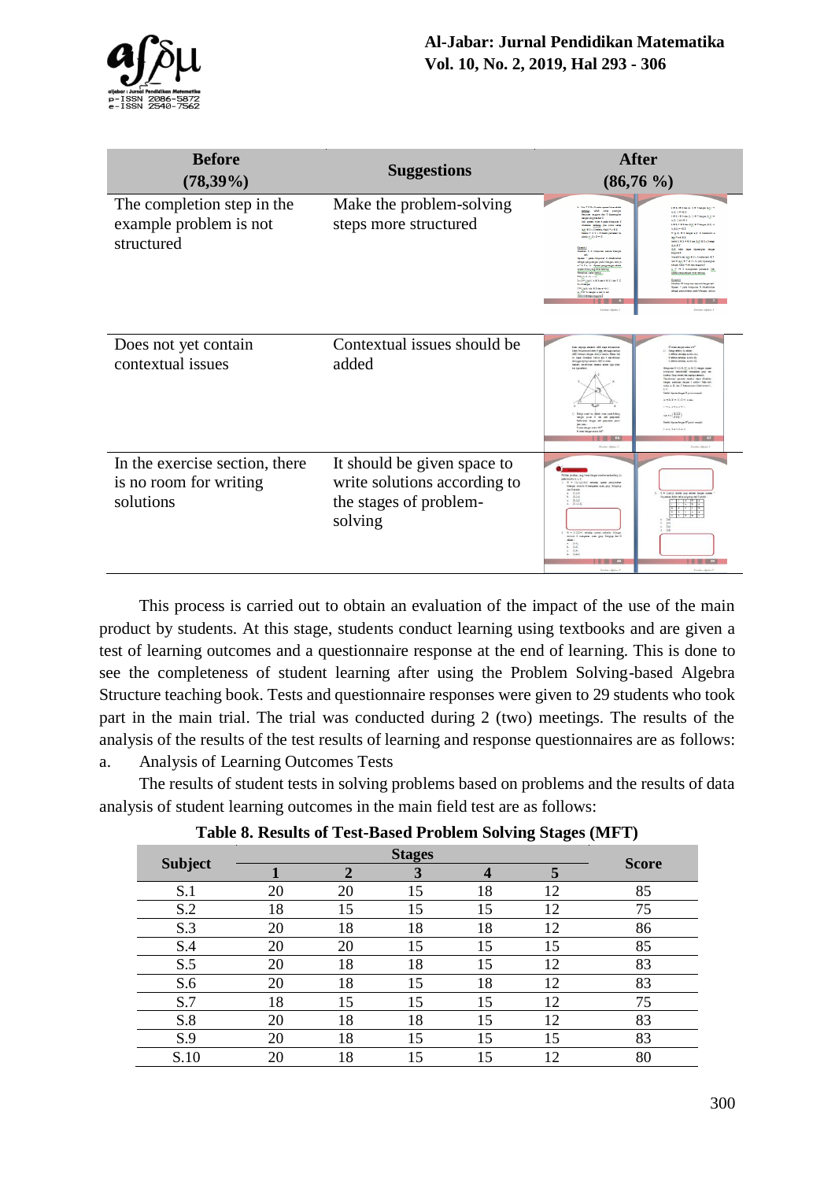| Before (78,39%) | Suggestions | After (86,76 %) |
|---|---|---|
| The completion step in the example problem is not structured | Make the problem-solving steps more structured | |
| Does not yet contain contextual issues | Contextual issues should be added | |
| In the exercise section, there is no room for writing solutions | It should be given space to write solutions according to the stages of problem-solving | |

This process is carried out to obtain an evaluation of the impact of the use of the main product by students. At this stage, students conduct learning using textbooks and are given a test of learning outcomes and a questionnaire response at the end of learning. This is done to see the completeness of student learning after using the Problem Solving-based Algebra Structure teaching book. Tests and questionnaire responses were given to 29 students who took part in the main trial. The trial was conducted during 2 (two) meetings. The results of the analysis of the results of the test results of learning and response questionnaires are as follows:

a. Analysis of Learning Outcomes Tests

The results of student tests in solving problems based on problems and the results of data analysis of student learning outcomes in the main field test are as follows:

**Table 8. Results of Test-Based Problem Solving Stages (MFT)**

| Subject | Stages | | | | | Score |
|---|---|---|---|---|---|---|
| | 1 | 2 | 3 | 4 | 5 | |
| S.1 | 20 | 20 | 15 | 18 | 12 | 85 |
| S.2 | 18 | 15 | 15 | 15 | 12 | 75 |
| S.3 | 20 | 18 | 18 | 18 | 12 | 86 |
| S.4 | 20 | 20 | 15 | 15 | 15 | 85 |
| S.5 | 20 | 18 | 18 | 15 | 12 | 83 |
| S.6 | 20 | 18 | 15 | 18 | 12 | 83 |
| S.7 | 18 | 15 | 15 | 15 | 12 | 75 |
| S.8 | 20 | 18 | 18 | 15 | 12 | 83 |
| S.9 | 20 | 18 | 15 | 15 | 15 | 83 |
| S.10 | 20 | 18 | 15 | 15 | 12 | 80 |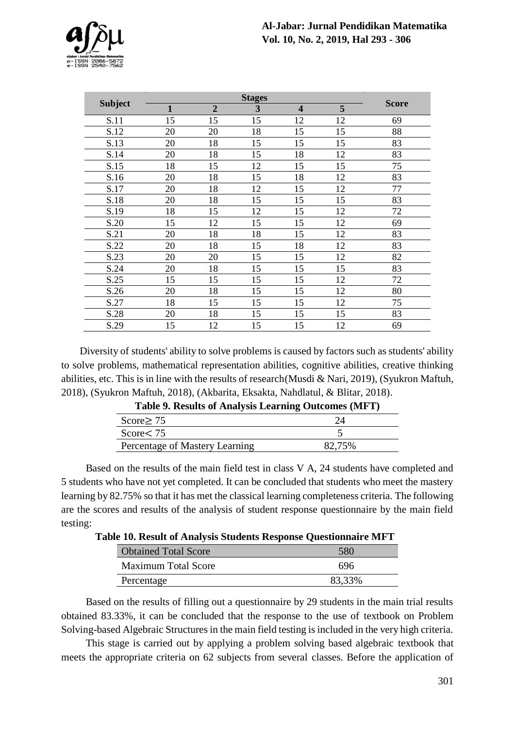| Subject | Stages | | | | | Score |
|---|---|---|---|---|---|---|
| | 1 | 2 | 3 | 4 | 5 | |
| S.11 | 15 | 15 | 15 | 12 | 12 | 69 |
| S.12 | 20 | 20 | 18 | 15 | 15 | 88 |
| S.13 | 20 | 18 | 15 | 15 | 15 | 83 |
| S.14 | 20 | 18 | 15 | 18 | 12 | 83 |
| S.15 | 18 | 15 | 12 | 15 | 15 | 75 |
| S.16 | 20 | 18 | 15 | 18 | 12 | 83 |
| S.17 | 20 | 18 | 12 | 15 | 12 | 77 |
| S.18 | 20 | 18 | 15 | 15 | 15 | 83 |
| S.19 | 18 | 15 | 12 | 15 | 12 | 72 |
| S.20 | 15 | 12 | 15 | 15 | 12 | 69 |
| S.21 | 20 | 18 | 18 | 15 | 12 | 83 |
| S.22 | 20 | 18 | 15 | 18 | 12 | 83 |
| S.23 | 20 | 20 | 15 | 15 | 12 | 82 |
| S.24 | 20 | 18 | 15 | 15 | 15 | 83 |
| S.25 | 15 | 15 | 15 | 15 | 12 | 72 |
| S.26 | 20 | 18 | 15 | 15 | 12 | 80 |
| S.27 | 18 | 15 | 15 | 15 | 12 | 75 |
| S.28 | 20 | 18 | 15 | 15 | 15 | 83 |
| S.29 | 15 | 12 | 15 | 15 | 12 | 69 |

Diversity of students' ability to solve problems is caused by factors such as students' ability to solve problems, mathematical representation abilities, cognitive abilities, creative thinking abilities, etc. This is in line with the results of research(Musdi & Nari, 2019), (Syukron Maftuh, 2018), (Syukron Maftuh, 2018), (Akbarita, Eksakta, Nahdlatul, & Blitar, 2018).

**Table 9. Results of Analysis Learning Outcomes (MFT)**

| | |
|---|---|
| Score$\geq$ 75 | 24 |
| Score$<$ 75 | 5 |
| Percentage of Mastery Learning | 82,75% |

Based on the results of the main field test in class V A, 24 students have completed and 5 students who have not yet completed. It can be concluded that students who meet the mastery learning by 82.75% so that it has met the classical learning completeness criteria. The following are the scores and results of the analysis of student response questionnaire by the main field testing:

**Table 10. Result of Analysis Students Response Questionnaire MFT**

| | |
|---|---|
| Obtained Total Score | 580 |
| Maximum Total Score | 696 |
| Percentage | 83,33% |

Based on the results of filling out a questionnaire by 29 students in the main trial results obtained 83.33%, it can be concluded that the response to the use of textbook on Problem Solving-based Algebraic Structures in the main field testing is included in the very high criteria.

This stage is carried out by applying a problem solving based algebraic textbook that meets the appropriate criteria on 62 subjects from several classes. Before the application of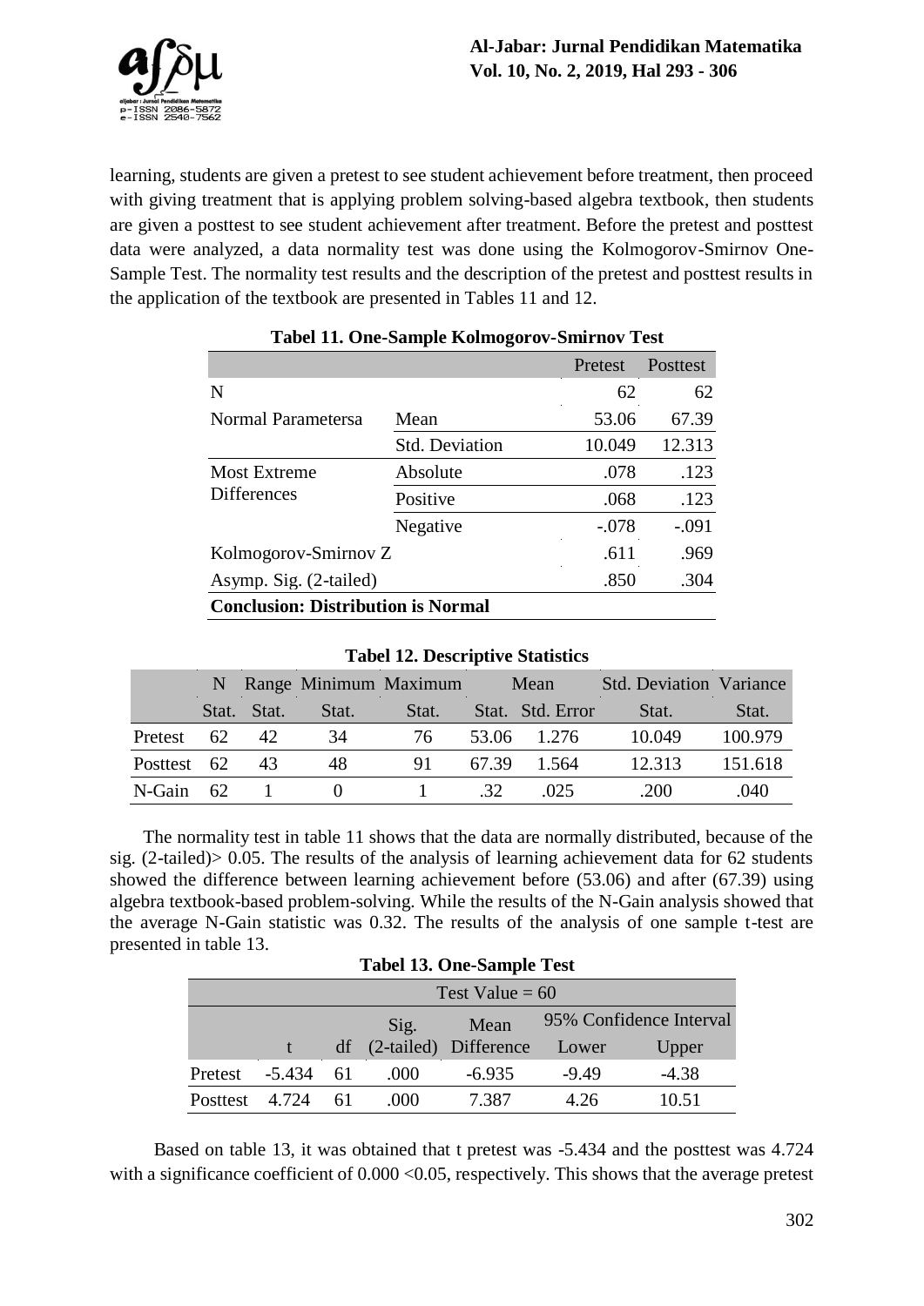learning, students are given a pretest to see student achievement before treatment, then proceed with giving treatment that is applying problem solving-based algebra textbook, then students are given a posttest to see student achievement after treatment. Before the pretest and posttest data were analyzed, a data normality test was done using the Kolmogorov-Smirnov One-Sample Test. The normality test results and the description of the pretest and posttest results in the application of the textbook are presented in Tables 11 and 12.

**Tabel 11. One-Sample Kolmogorov-Smirnov Test**

| | | Pretest | Posttest |
|---|---|---|---|
| N | | 62 | 62 |
| Normal Parametersa | Mean | 53.06 | 67.39 |
| | Std. Deviation | 10.049 | 12.313 |
| Most Extreme Differences | Absolute | .078 | .123 |
| | Positive | .068 | .123 |
| | Negative | -.078 | -.091 |
| Kolmogorov-Smirnov Z | | .611 | .969 |
| Asymp. Sig. (2-tailed) | | .850 | .304 |
| **Conclusion: Distribution is Normal** | | | |

**Tabel 12. Descriptive Statistics**

| | N | Range | Minimum | Maximum | Mean | | Std. Deviation | Variance |
|---|---|---|---|---|---|---|---|---|
| | Stat. | Stat. | Stat. | Stat. | Stat. | Std. Error | Stat. | Stat. |
| Pretest | 62 | 42 | 34 | 76 | 53.06 | 1.276 | 10.049 | 100.979 |
| Posttest | 62 | 43 | 48 | 91 | 67.39 | 1.564 | 12.313 | 151.618 |
| N-Gain | 62 | 1 | 0 | 1 | .32 | .025 | .200 | .040 |

The normality test in table 11 shows that the data are normally distributed, because of the sig. (2-tailed)> 0.05. The results of the analysis of learning achievement data for 62 students showed the difference between learning achievement before (53.06) and after (67.39) using algebra textbook-based problem-solving. While the results of the N-Gain analysis showed that the average N-Gain statistic was 0.32. The results of the analysis of one sample t-test are presented in table 13.

**Tabel 13. One-Sample Test**

| | Test Value = 60 | | | | | |
|---|---|---|---|---|---|---|
| | | | Sig. | Mean | 95% Confidence Interval | |
| | t | df | (2-tailed) | Difference | Lower | Upper |
| Pretest | -5.434 | 61 | .000 | -6.935 | -9.49 | -4.38 |
| Posttest | 4.724 | 61 | .000 | 7.387 | 4.26 | 10.51 |

Based on table 13, it was obtained that t pretest was -5.434 and the posttest was 4.724 with a significance coefficient of 0.000 <0.05, respectively. This shows that the average pretest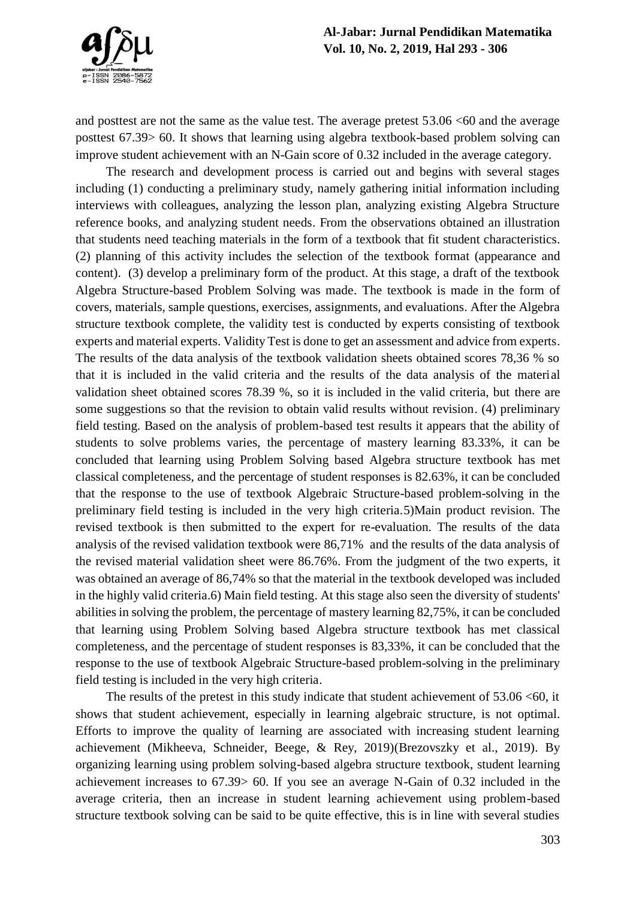and posttest are not the same as the value test. The average pretest 53.06 <60 and the average posttest 67.39> 60. It shows that learning using algebra textbook-based problem solving can improve student achievement with an N-Gain score of 0.32 included in the average category.

The research and development process is carried out and begins with several stages including (1) conducting a preliminary study, namely gathering initial information including interviews with colleagues, analyzing the lesson plan, analyzing existing Algebra Structure reference books, and analyzing student needs. From the observations obtained an illustration that students need teaching materials in the form of a textbook that fit student characteristics. (2) planning of this activity includes the selection of the textbook format (appearance and content). (3) develop a preliminary form of the product. At this stage, a draft of the textbook Algebra Structure-based Problem Solving was made. The textbook is made in the form of covers, materials, sample questions, exercises, assignments, and evaluations. After the Algebra structure textbook complete, the validity test is conducted by experts consisting of textbook experts and material experts. Validity Test is done to get an assessment and advice from experts. The results of the data analysis of the textbook validation sheets obtained scores 78,36 % so that it is included in the valid criteria and the results of the data analysis of the material validation sheet obtained scores 78.39 %, so it is included in the valid criteria, but there are some suggestions so that the revision to obtain valid results without revision. (4) preliminary field testing. Based on the analysis of problem-based test results it appears that the ability of students to solve problems varies, the percentage of mastery learning 83.33%, it can be concluded that learning using Problem Solving based Algebra structure textbook has met classical completeness, and the percentage of student responses is 82.63%, it can be concluded that the response to the use of textbook Algebraic Structure-based problem-solving in the preliminary field testing is included in the very high criteria.5)Main product revision. The revised textbook is then submitted to the expert for re-evaluation. The results of the data analysis of the revised validation textbook were 86,71% and the results of the data analysis of the revised material validation sheet were 86.76%. From the judgment of the two experts, it was obtained an average of 86,74% so that the material in the textbook developed was included in the highly valid criteria.6) Main field testing. At this stage also seen the diversity of students' abilities in solving the problem, the percentage of mastery learning 82,75%, it can be concluded that learning using Problem Solving based Algebra structure textbook has met classical completeness, and the percentage of student responses is 83,33%, it can be concluded that the response to the use of textbook Algebraic Structure-based problem-solving in the preliminary field testing is included in the very high criteria.

The results of the pretest in this study indicate that student achievement of 53.06 <60, it shows that student achievement, especially in learning algebraic structure, is not optimal. Efforts to improve the quality of learning are associated with increasing student learning achievement (Mikheeva, Schneider, Beege, & Rey, 2019)(Brezovszky et al., 2019). By organizing learning using problem solving-based algebra structure textbook, student learning achievement increases to 67.39> 60. If you see an average N-Gain of 0.32 included in the average criteria, then an increase in student learning achievement using problem-based structure textbook solving can be said to be quite effective, this is in line with several studies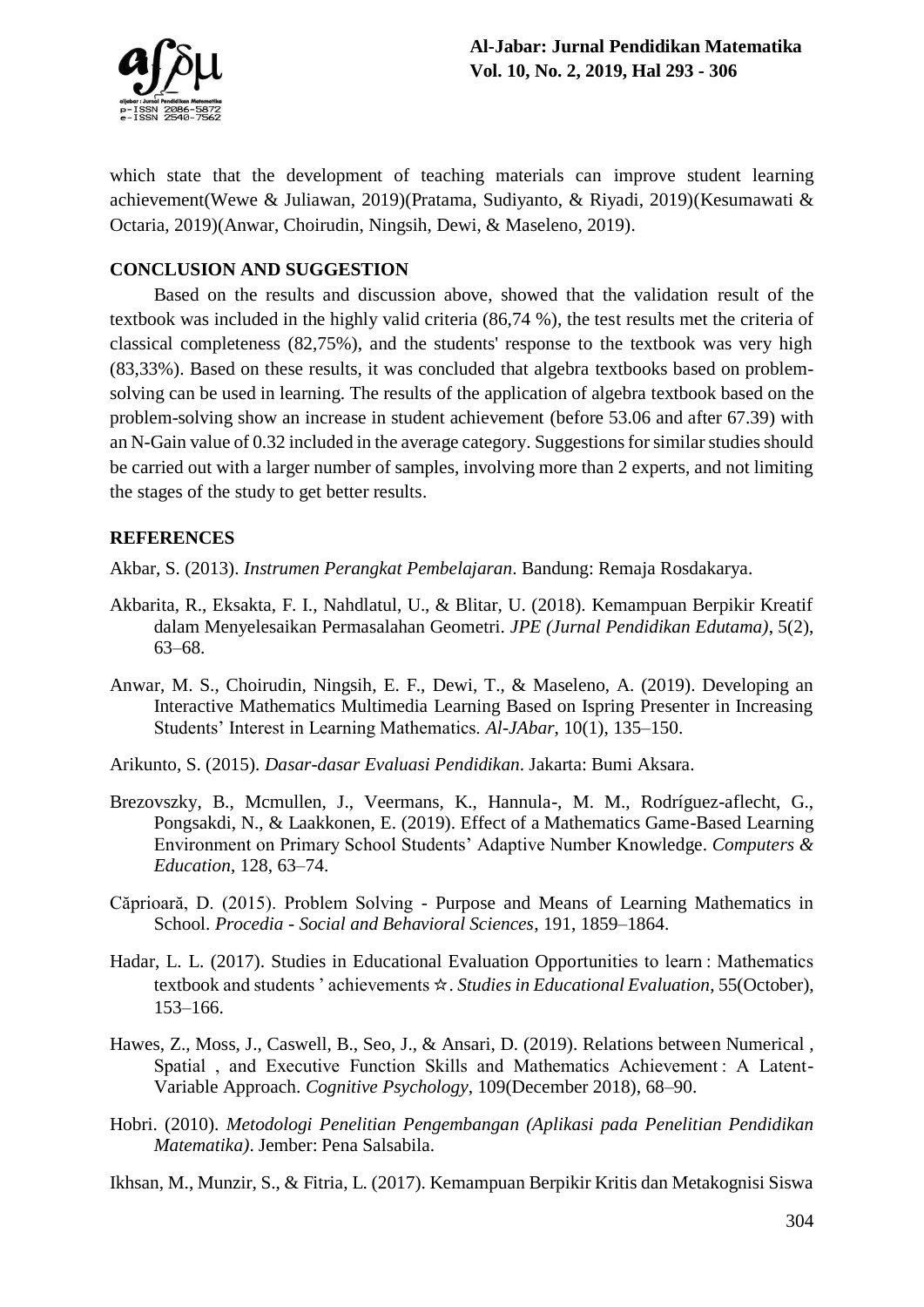which state that the development of teaching materials can improve student learning achievement(Wewe & Juliawan, 2019)(Pratama, Sudiyanto, & Riyadi, 2019)(Kesumawati & Octaria, 2019)(Anwar, Choirudin, Ningsih, Dewi, & Maseleno, 2019).

## CONCLUSION AND SUGGESTION

Based on the results and discussion above, showed that the validation result of the textbook was included in the highly valid criteria (86,74 %), the test results met the criteria of classical completeness (82,75%), and the students' response to the textbook was very high (83,33%). Based on these results, it was concluded that algebra textbooks based on problem-solving can be used in learning. The results of the application of algebra textbook based on the problem-solving show an increase in student achievement (before 53.06 and after 67.39) with an N-Gain value of 0.32 included in the average category. Suggestions for similar studies should be carried out with a larger number of samples, involving more than 2 experts, and not limiting the stages of the study to get better results.

## REFERENCES

Akbar, S. (2013). *Instrumen Perangkat Pembelajaran*. Bandung: Remaja Rosdakarya.

Akbarita, R., Eksakta, F. I., Nahdlatul, U., & Blitar, U. (2018). Kemampuan Berpikir Kreatif dalam Menyelesaikan Permasalahan Geometri. *JPE (Jurnal Pendidikan Edutama)*, 5(2), 63–68.

Anwar, M. S., Choirudin, Ningsih, E. F., Dewi, T., & Maseleno, A. (2019). Developing an Interactive Mathematics Multimedia Learning Based on Ispring Presenter in Increasing Students' Interest in Learning Mathematics. *Al-JAbar*, 10(1), 135–150.

Arikunto, S. (2015). *Dasar-dasar Evaluasi Pendidikan*. Jakarta: Bumi Aksara.

Brezovszky, B., Mcmullen, J., Veermans, K., Hannula-, M. M., Rodríguez-aflecht, G., Pongsakdi, N., & Laakkonen, E. (2019). Effect of a Mathematics Game-Based Learning Environment on Primary School Students' Adaptive Number Knowledge. *Computers & Education*, 128, 63–74.

Căprioară, D. (2015). Problem Solving - Purpose and Means of Learning Mathematics in School. *Procedia - Social and Behavioral Sciences*, 191, 1859–1864.

Hadar, L. L. (2017). Studies in Educational Evaluation Opportunities to learn : Mathematics textbook and students ' achievements ☆. *Studies in Educational Evaluation*, 55(October), 153–166.

Hawes, Z., Moss, J., Caswell, B., Seo, J., & Ansari, D. (2019). Relations between Numerical , Spatial , and Executive Function Skills and Mathematics Achievement : A Latent-Variable Approach. *Cognitive Psychology*, 109(December 2018), 68–90.

Hobri. (2010). *Metodologi Penelitian Pengembangan (Aplikasi pada Penelitian Pendidikan Matematika)*. Jember: Pena Salsabila.

Ikhsan, M., Munzir, S., & Fitria, L. (2017). Kemampuan Berpikir Kritis dan Metakognisi Siswa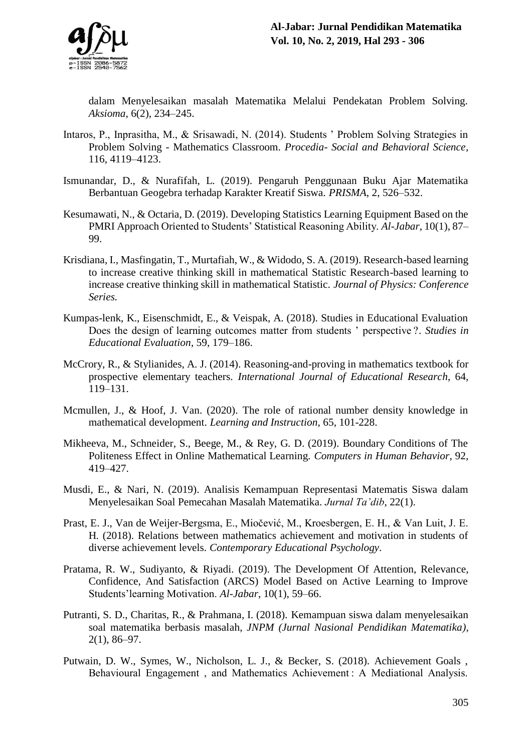dalam Menyelesaikan masalah Matematika Melalui Pendekatan Problem Solving. *Aksioma*, 6(2), 234–245.

Intaros, P., Inprasitha, M., & Srisawadi, N. (2014). Students ' Problem Solving Strategies in Problem Solving - Mathematics Classroom. *Procedia- Social and Behavioral Science,* 116, 4119–4123.

Ismunandar, D., & Nurafifah, L. (2019). Pengaruh Penggunaan Buku Ajar Matematika Berbantuan Geogebra terhadap Karakter Kreatif Siswa. *PRISMA*, 2, 526–532.

Kesumawati, N., & Octaria, D. (2019). Developing Statistics Learning Equipment Based on the PMRI Approach Oriented to Students' Statistical Reasoning Ability. *Al-Jabar*, 10(1), 87–99.

Krisdiana, I., Masfingatin, T., Murtafiah, W., & Widodo, S. A. (2019). Research-based learning to increase creative thinking skill in mathematical Statistic Research-based learning to increase creative thinking skill in mathematical Statistic. *Journal of Physics: Conference Series.*

Kumpas-lenk, K., Eisenschmidt, E., & Veispak, A. (2018). Studies in Educational Evaluation Does the design of learning outcomes matter from students ' perspective ?. *Studies in Educational Evaluation*, 59, 179–186.

McCrory, R., & Stylianides, A. J. (2014). Reasoning-and-proving in mathematics textbook for prospective elementary teachers. *International Journal of Educational Research*, 64, 119–131.

Mcmullen, J., & Hoof, J. Van. (2020). The role of rational number density knowledge in mathematical development. *Learning and Instruction*, 65, 101-228.

Mikheeva, M., Schneider, S., Beege, M., & Rey, G. D. (2019). Boundary Conditions of The Politeness Effect in Online Mathematical Learning. *Computers in Human Behavior*, 92, 419–427.

Musdi, E., & Nari, N. (2019). Analisis Kemampuan Representasi Matematis Siswa dalam Menyelesaikan Soal Pemecahan Masalah Matematika. *Jurnal Ta'dib*, 22(1).

Prast, E. J., Van de Weijer-Bergsma, E., Miočević, M., Kroesbergen, E. H., & Van Luit, J. E. H. (2018). Relations between mathematics achievement and motivation in students of diverse achievement levels. *Contemporary Educational Psychology*.

Pratama, R. W., Sudiyanto, & Riyadi. (2019). The Development Of Attention, Relevance, Confidence, And Satisfaction (ARCS) Model Based on Active Learning to Improve Students'learning Motivation. *Al-Jabar*, 10(1), 59–66.

Putranti, S. D., Charitas, R., & Prahmana, I. (2018). Kemampuan siswa dalam menyelesaikan soal matematika berbasis masalah, *JNPM (Jurnal Nasional Pendidikan Matematika)*, 2(1), 86–97.

Putwain, D. W., Symes, W., Nicholson, L. J., & Becker, S. (2018). Achievement Goals , Behavioural Engagement , and Mathematics Achievement : A Mediational Analysis.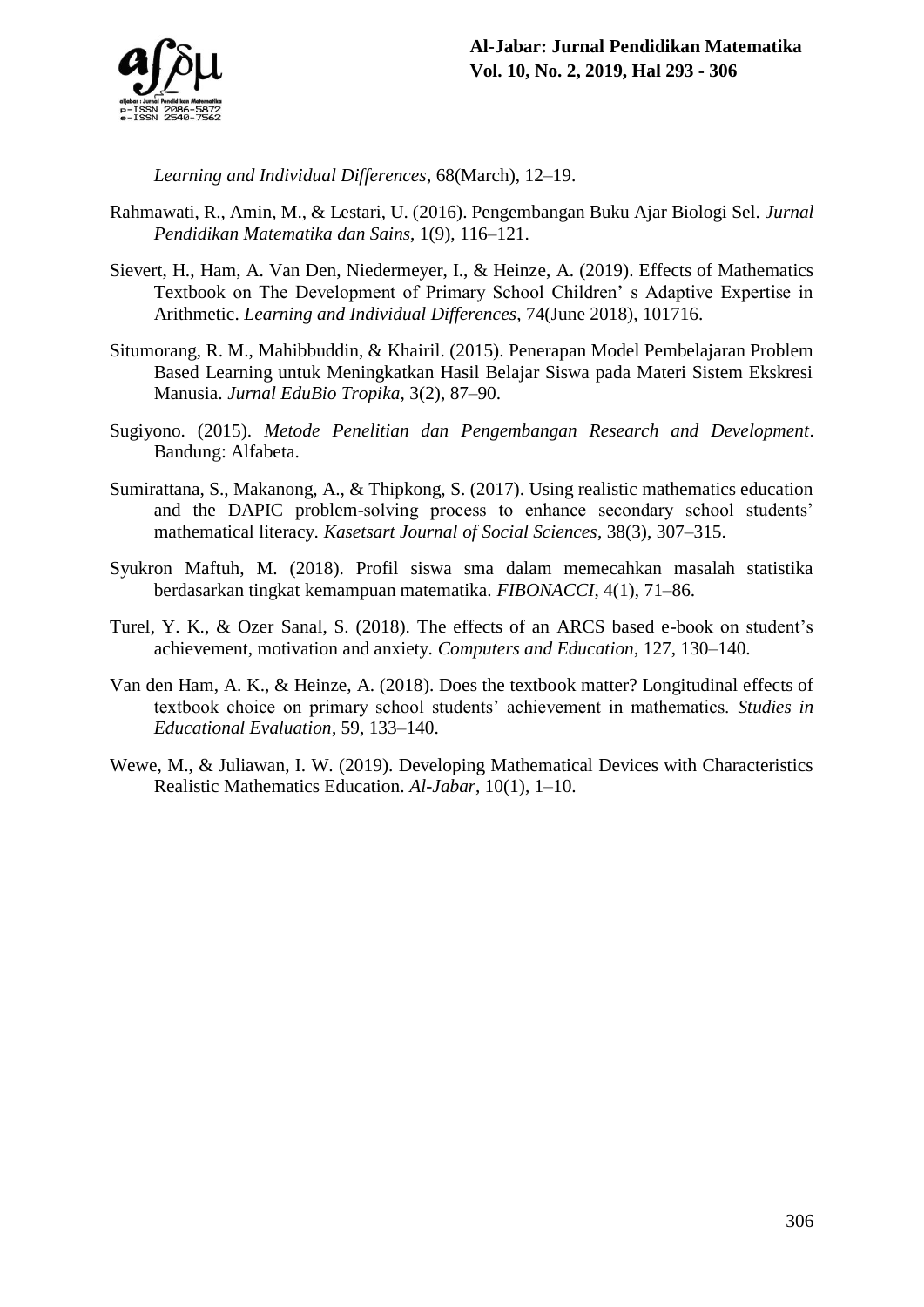*Learning and Individual Differences*, 68(March), 12–19.

Rahmawati, R., Amin, M., & Lestari, U. (2016). Pengembangan Buku Ajar Biologi Sel. *Jurnal Pendidikan Matematika dan Sains*, 1(9), 116–121.

Sievert, H., Ham, A. Van Den, Niedermeyer, I., & Heinze, A. (2019). Effects of Mathematics Textbook on The Development of Primary School Children' s Adaptive Expertise in Arithmetic. *Learning and Individual Differences*, 74(June 2018), 101716.

Situmorang, R. M., Mahibbuddin, & Khairil. (2015). Penerapan Model Pembelajaran Problem Based Learning untuk Meningkatkan Hasil Belajar Siswa pada Materi Sistem Ekskresi Manusia. *Jurnal EduBio Tropika*, 3(2), 87–90.

Sugiyono. (2015). *Metode Penelitian dan Pengembangan Research and Development*. Bandung: Alfabeta.

Sumirattana, S., Makanong, A., & Thipkong, S. (2017). Using realistic mathematics education and the DAPIC problem-solving process to enhance secondary school students' mathematical literacy. *Kasetsart Journal of Social Sciences*, 38(3), 307–315.

Syukron Maftuh, M. (2018). Profil siswa sma dalam memecahkan masalah statistika berdasarkan tingkat kemampuan matematika. *FIBONACCI*, 4(1), 71–86.

Turel, Y. K., & Ozer Sanal, S. (2018). The effects of an ARCS based e-book on student's achievement, motivation and anxiety. *Computers and Education*, 127, 130–140.

Van den Ham, A. K., & Heinze, A. (2018). Does the textbook matter? Longitudinal effects of textbook choice on primary school students' achievement in mathematics. *Studies in Educational Evaluation*, 59, 133–140.

Wewe, M., & Juliawan, I. W. (2019). Developing Mathematical Devices with Characteristics Realistic Mathematics Education. *Al-Jabar*, 10(1), 1–10.